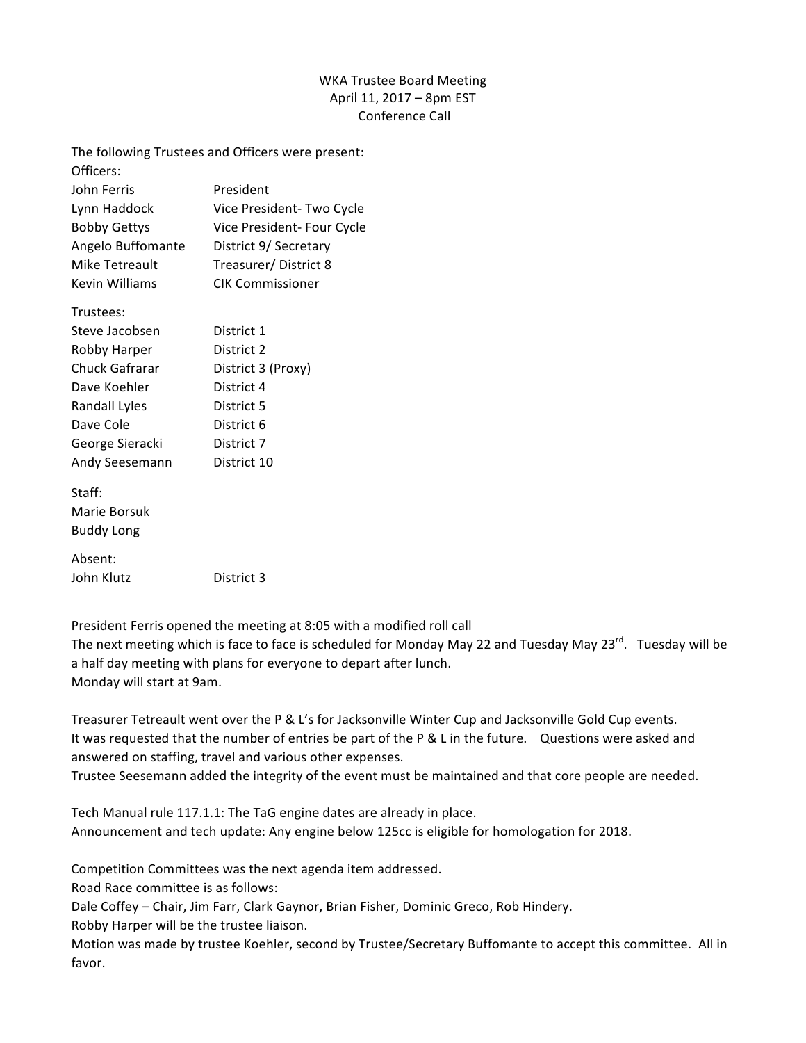WKA Trustee Board Meeting
April 11, 2017 – 8pm EST
Conference Call

The following Trustees and Officers were present:

Officers:

| | |
|---|---|
| John Ferris | President |
| Lynn Haddock | Vice President- Two Cycle |
| Bobby Gettys | Vice President- Four Cycle |
| Angelo Buffomante | District 9/ Secretary |
| Mike Tetreault | Treasurer/ District 8 |
| Kevin Williams | CIK Commissioner |

Trustees:

| | |
|---|---|
| Steve Jacobsen | District 1 |
| Robby Harper | District 2 |
| Chuck Gafrarar | District 3 (Proxy) |
| Dave Koehler | District 4 |
| Randall Lyles | District 5 |
| Dave Cole | District 6 |
| George Sieracki | District 7 |
| Andy Seesemann | District 10 |

Staff:
Marie Borsuk
Buddy Long

Absent:

| | |
|---|---|
| John Klutz | District 3 |

President Ferris opened the meeting at 8:05 with a modified roll call
The next meeting which is face to face is scheduled for Monday May 22 and Tuesday May 23rd. Tuesday will be a half day meeting with plans for everyone to depart after lunch.
Monday will start at 9am.

Treasurer Tetreault went over the P & L's for Jacksonville Winter Cup and Jacksonville Gold Cup events.
It was requested that the number of entries be part of the P & L in the future. Questions were asked and answered on staffing, travel and various other expenses.
Trustee Seesemann added the integrity of the event must be maintained and that core people are needed.

Tech Manual rule 117.1.1: The TaG engine dates are already in place.
Announcement and tech update: Any engine below 125cc is eligible for homologation for 2018.

Competition Committees was the next agenda item addressed.
Road Race committee is as follows:
Dale Coffey – Chair, Jim Farr, Clark Gaynor, Brian Fisher, Dominic Greco, Rob Hindery.
Robby Harper will be the trustee liaison.
Motion was made by trustee Koehler, second by Trustee/Secretary Buffomante to accept this committee. All in favor.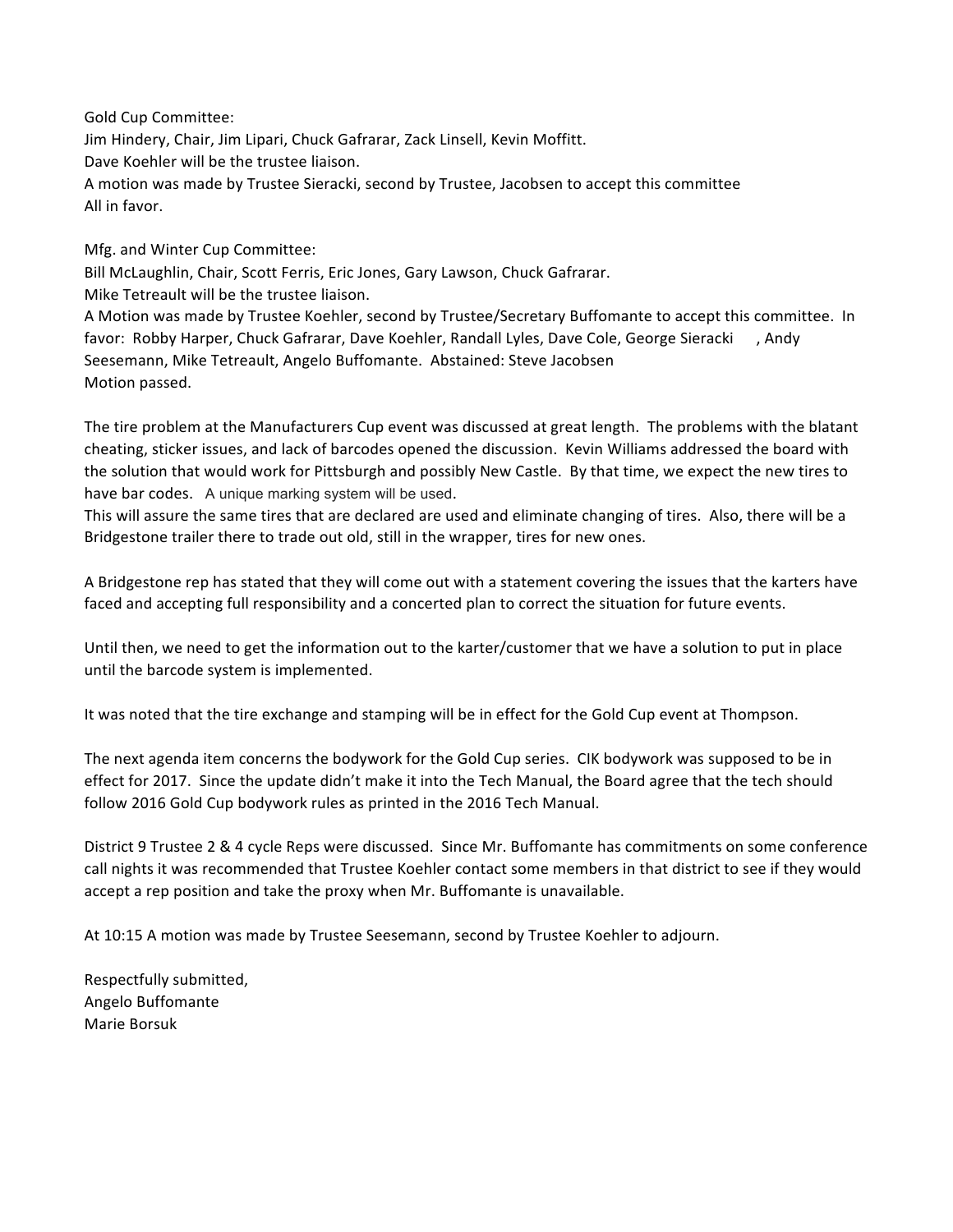Gold Cup Committee:
Jim Hindery, Chair, Jim Lipari, Chuck Gafrarar, Zack Linsell, Kevin Moffitt.
Dave Koehler will be the trustee liaison.
A motion was made by Trustee Sieracki, second by Trustee, Jacobsen to accept this committee
All in favor.

Mfg. and Winter Cup Committee:
Bill McLaughlin, Chair, Scott Ferris, Eric Jones, Gary Lawson, Chuck Gafrarar.
Mike Tetreault will be the trustee liaison.
A Motion was made by Trustee Koehler, second by Trustee/Secretary Buffomante to accept this committee. In favor: Robby Harper, Chuck Gafrarar, Dave Koehler, Randall Lyles, Dave Cole, George Sieracki , Andy Seesemann, Mike Tetreault, Angelo Buffomante. Abstained: Steve Jacobsen
Motion passed.

The tire problem at the Manufacturers Cup event was discussed at great length. The problems with the blatant cheating, sticker issues, and lack of barcodes opened the discussion. Kevin Williams addressed the board with the solution that would work for Pittsburgh and possibly New Castle. By that time, we expect the new tires to have bar codes. A unique marking system will be used.
This will assure the same tires that are declared are used and eliminate changing of tires. Also, there will be a Bridgestone trailer there to trade out old, still in the wrapper, tires for new ones.

A Bridgestone rep has stated that they will come out with a statement covering the issues that the karters have faced and accepting full responsibility and a concerted plan to correct the situation for future events.

Until then, we need to get the information out to the karter/customer that we have a solution to put in place until the barcode system is implemented.

It was noted that the tire exchange and stamping will be in effect for the Gold Cup event at Thompson.

The next agenda item concerns the bodywork for the Gold Cup series. CIK bodywork was supposed to be in effect for 2017. Since the update didn't make it into the Tech Manual, the Board agree that the tech should follow 2016 Gold Cup bodywork rules as printed in the 2016 Tech Manual.

District 9 Trustee 2 & 4 cycle Reps were discussed. Since Mr. Buffomante has commitments on some conference call nights it was recommended that Trustee Koehler contact some members in that district to see if they would accept a rep position and take the proxy when Mr. Buffomante is unavailable.

At 10:15 A motion was made by Trustee Seesemann, second by Trustee Koehler to adjourn.

Respectfully submitted,
Angelo Buffomante
Marie Borsuk